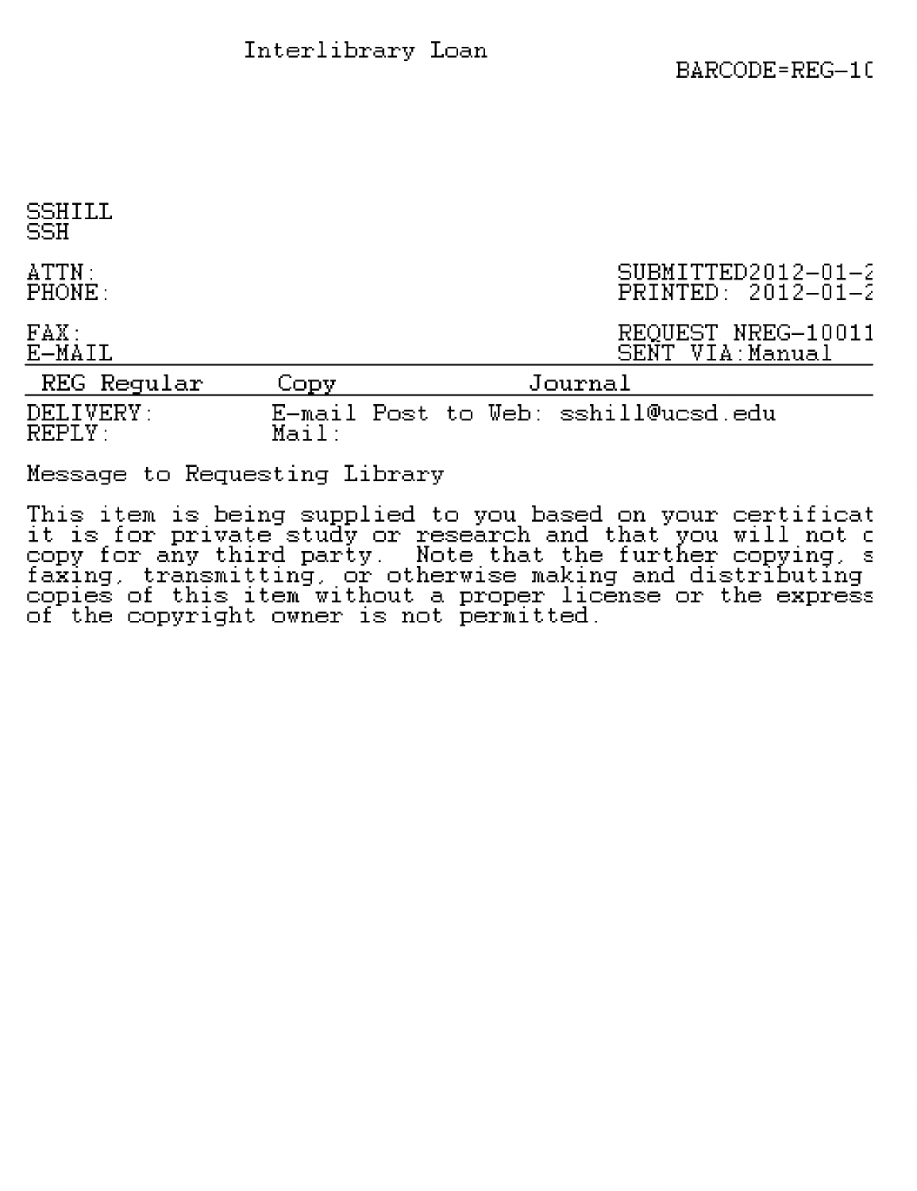Interlibrary Loan

BARCODE=REG-1(

SSHILL
SSH

ATTN:
PHONE:

SUBMITTED2012-01-2
PRINTED: 2012-01-2

FAX:
E-MAIL

REQUEST NREG-10011
SENT VIA:Manual

| REG Regular | Copy | Journal |
|---|---|---|

DELIVERY: E-mail Post to Web: sshill@ucsd.edu
REPLY: Mail:

Message to Requesting Library

This item is being supplied to you based on your certificat
it is for private study or research and that you will not c
copy for any third party. Note that the further copying, s
faxing, transmitting, or otherwise making and distributing
copies of this item without a proper license or the express
of the copyright owner is not permitted.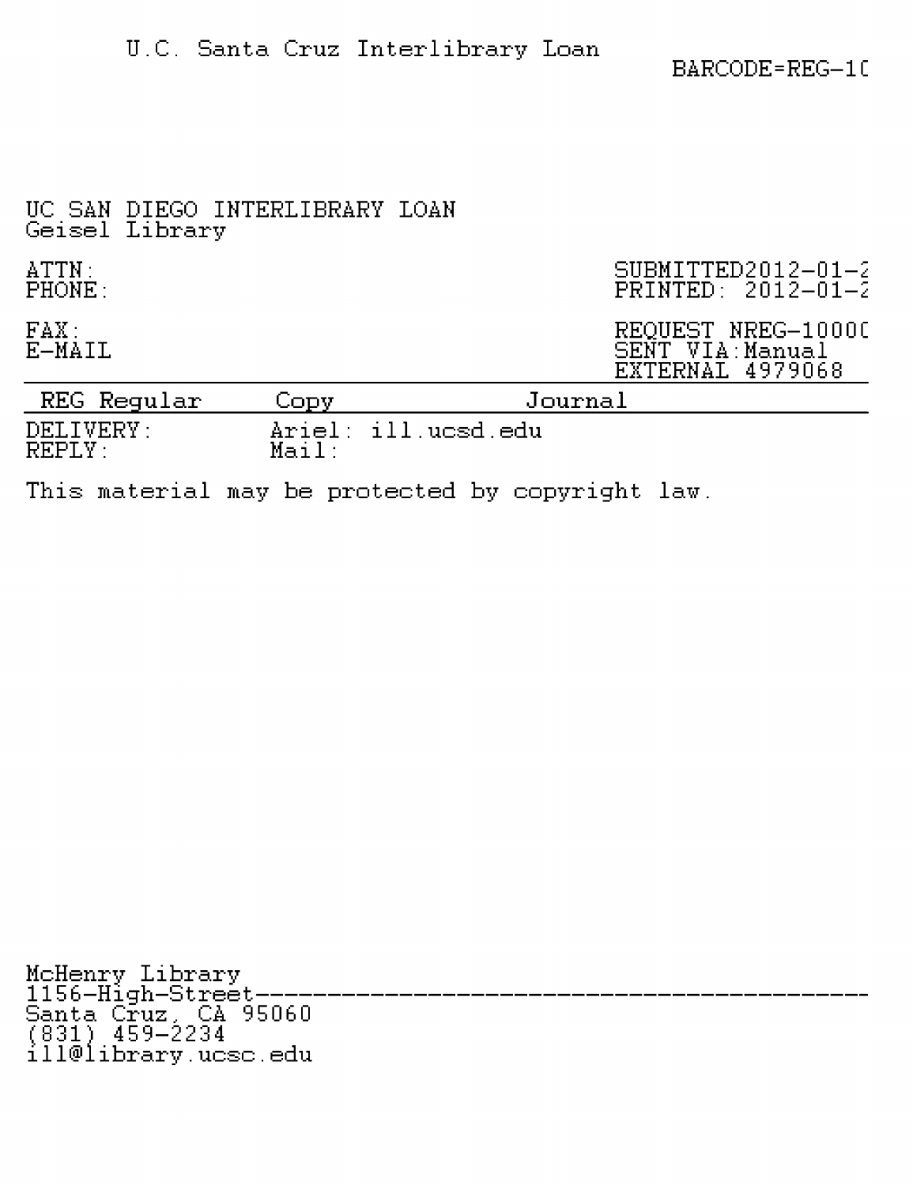U.C. Santa Cruz Interlibrary Loan

BARCODE=REG-1(

UC SAN DIEGO INTERLIBRARY LOAN
Geisel Library

ATTN:
PHONE:

SUBMITTED2012-01-2
PRINTED: 2012-01-2

FAX:
E-MAIL

REQUEST NREG-1000(
SENT VIA:Manual
EXTERNAL 4979068

| REG Regular | Copy | Journal |
|---|---|---|
| DELIVERY: | Ariel: ill.ucsd.edu | |
| REPLY: | Mail: | |

This material may be protected by copyright law.

McHenry Library
1156-High-Street
Santa Cruz, CA 95060
(831) 459-2234
ill@library.ucsc.edu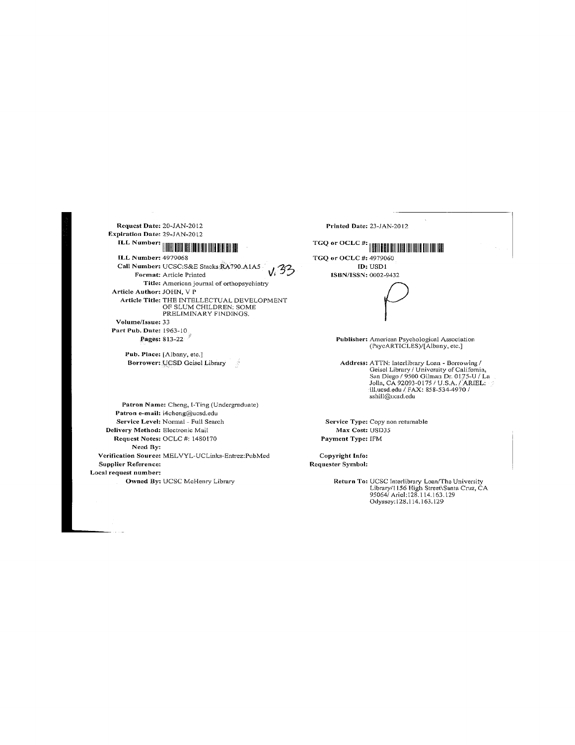**Request Date:** 20-JAN-2012
**Expiration Date:** 29-JAN-2012
**ILL Number:**

**ILL Number:** 4979068
**Call Number:** UCSC:S&E Stacks:RA790.A1A5 V. 33
**Format:** Article Printed
**Title:** American journal of orthopsychiatry
**Article Author:** JOHN, V P
**Article Title:** THE INTELLECTUAL DEVELOPMENT OF SLUM CHILDREN: SOME PRELIMINARY FINDINGS.
**Volume/Issue:** 33
**Part Pub. Date:** 1963-10
**Pages:** 813-22

**Pub. Place:** [Albany, etc.]
**Borrower:** UCSD Geisel Library

**Printed Date:** 23-JAN-2012

**TGQ or OCLC #:**

**TGQ or OCLC #:** 4979060
**ID:** USD1
**ISBN/ISSN:** 0002-9432

P

**Publisher:** American Psychological Association (PsycARTICLES)/[Albany, etc.]

**Address:** ATTN: Interlibrary Loan - Borrowing / Geisel Library / University of California, San Diego / 9500 Gilman Dr. 0175-U / La Jolla, CA 92093-0175 / U.S.A. / ARIEL: ill.ucsd.edu / FAX: 858-534-4970 / sshill@ucsd.edu

**Patron Name:** Cheng, I-Ting (Undergraduate)
**Patron e-mail:** i4cheng@ucsd.edu
**Service Level:** Normal - Full Search
**Delivery Method:** Electronic Mail
**Request Notes:** OCLC #: 1480170
**Need By:**
**Verification Source:** MELVYL-UCLinks-Entrez:PubMed
**Supplier Reference:**
**Local request number:**
**Owned By:** UCSC McHenry Library

**Service Type:** Copy non returnable
**Max Cost:** USD35
**Payment Type:** IFM

**Copyright Info:**
**Requester Symbol:**

**Return To:** UCSC Interlibrary Loan/The University Library/1156 High Street\Santa Cruz, CA 95064/ Ariel:128.114.163.129 Odyssey:128.114.163.129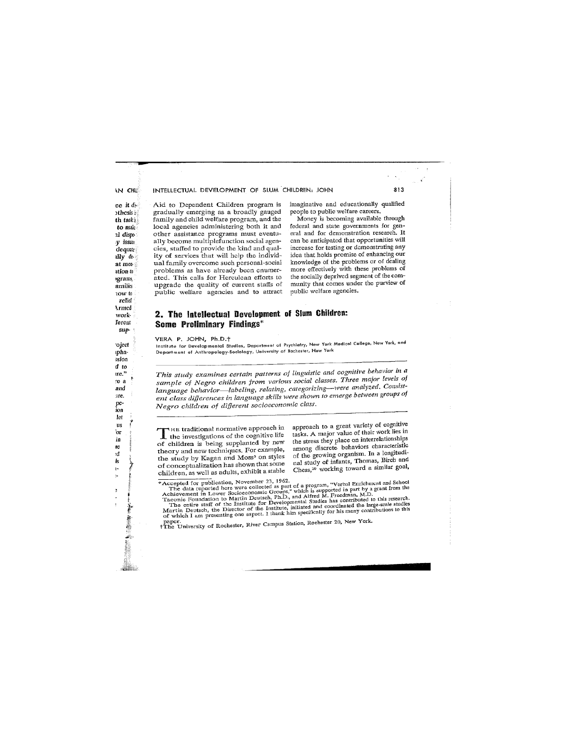Aid to Dependent Children program is gradually emerging as a broadly gauged family and child welfare program, and the local agencies administering both it and other assistance programs must eventually become multiplefunction social agencies, staffed to provide the kind and quality of services that will help the individual family overcome such personal-social problems as have already been enumerated. This calls for Herculean efforts to upgrade the quality of current staffs of public welfare agencies and to attract imaginative and educationally qualified people to public welfare careers.

Money is becoming available through federal and state governments for general and for demonstration research. It can be anticipated that opportunities will increase for testing or demonstrating any idea that holds promise of enhancing our knowledge of the problems or of dealing more effectively with these problems of the socially deprived segment of the community that comes under the purview of public welfare agencies.

## 2. The Intellectual Development of Slum Children: Some Preliminary Findings*

VERA P. JOHN, Ph.D.†

Institute for Developmental Studies, Department of Psychiatry, New York Medical College, New York, and Department of Anthropology-Sociology, University of Rochester, New York

*This study examines certain patterns of linguistic and cognitive behavior in a sample of Negro children from various social classes. Three major levels of language behavior—labeling, relating, categorizing—were analyzed. Consistent class differences in language skills were shown to emerge between groups of Negro children of different socioeconomic class.*

The traditional normative approach in the investigations of the cognitive life of children is being supplanted by new theory and new techniques. For example, the study by Kagan and Moss[5] on styles of conceptualization has shown that some children, as well as adults, exhibit a stable approach to a great variety of cognitive tasks. A major value of their work lies in the stress they place on interrelationships among discrete behaviors characteristic of the growing organism. In a longitudinal study of infants, Thomas, Birch and Chess,[10] working toward a similar goal,

---

*Accepted for publication, November 23, 1962.
The data reported here were collected as part of a program, "Verbal Enrichment and School Achievement in Lower Socioeconomic Groups," which is supported in part by a grant from the Taconic Foundation to Martin Deutsch, Ph.D., and Alfred M. Freedman, M.D.
The entire staff of the Institute for Developmental Studies has contributed to this research. Martin Deutsch, the Director of the Institute, initiated and coordinated the large-scale studies of which I am presenting one aspect. I thank him specifically for his many contributions to this paper.
†The University of Rochester, River Campus Station, Rochester 20, New York.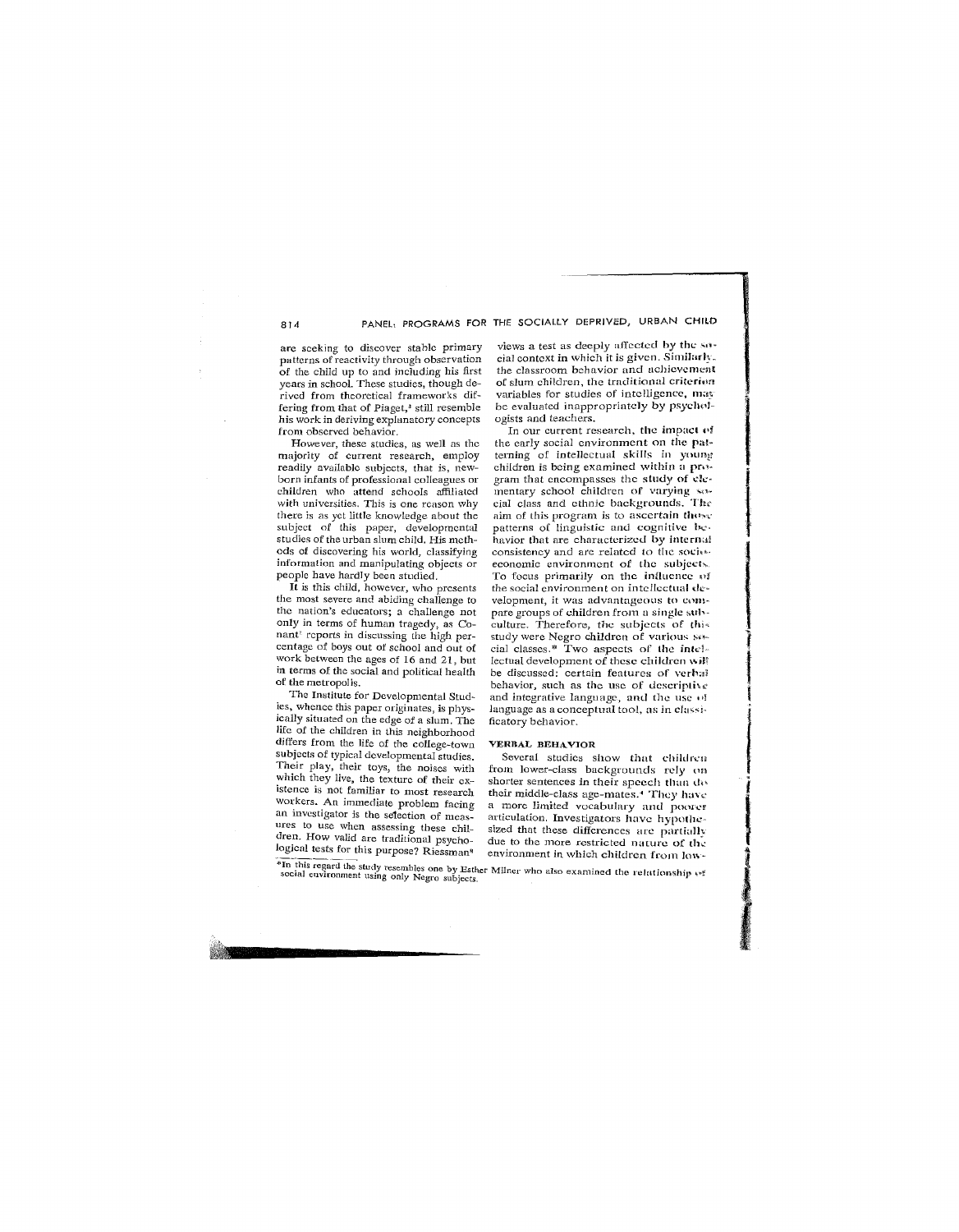are seeking to discover stable primary patterns of reactivity through observation of the child up to and including his first years in school. These studies, though derived from theoretical frameworks differing from that of Piaget,[2] still resemble his work in deriving explanatory concepts from observed behavior.

However, these studies, as well as the majority of current research, employ readily available subjects, that is, newborn infants of professional colleagues or children who attend schools affiliated with universities. This is one reason why there is as yet little knowledge about the subject of this paper, developmental studies of the urban slum child. His methods of discovering his world, classifying information and manipulating objects or people have hardly been studied.

It is this child, however, who presents the most severe and abiding challenge to the nation's educators; a challenge not only in terms of human tragedy, as Conant[1] reports in discussing the high percentage of boys out of school and out of work between the ages of 16 and 21, but in terms of the social and political health of the metropolis.

The Institute for Developmental Studies, whence this paper originates, is physically situated on the edge of a slum. The life of the children in this neighborhood differs from the life of the college-town subjects of typical developmental studies. Their play, their toys, the noises with which they live, the texture of their existence is not familiar to most research workers. An immediate problem facing an investigator is the selection of measures to use when assessing these children. How valid are traditional psychological tests for this purpose? Riessman[8] views a test as deeply affected by the social context in which it is given. Similarly, the classroom behavior and achievement of slum children, the traditional criterion variables for studies of intelligence, may be evaluated inappropriately by psychologists and teachers.

In our current research, the impact of the early social environment on the patterning of intellectual skills in young children is being examined within a program that encompasses the study of elementary school children of varying social class and ethnic backgrounds. The aim of this program is to ascertain those patterns of linguistic and cognitive behavior that are characterized by internal consistency and are related to the socio-economic environment of the subjects. To focus primarily on the influence of the social environment on intellectual development, it was advantageous to compare groups of children from a single subculture. Therefore, the subjects of this study were Negro children of various social classes.* Two aspects of the intellectual development of these children will be discussed: certain features of verbal behavior, such as the use of descriptive and integrative language, and the use of language as a conceptual tool, as in classificatory behavior.

### VERBAL BEHAVIOR

Several studies show that children from lower-class backgrounds rely on shorter sentences in their speech than do their middle-class age-mates.[4] They have a more limited vocabulary and poorer articulation. Investigators have hypothesized that these differences are partially due to the more restricted nature of the environment in which children from low-

*In this regard the study resembles one by Esther Milner who also examined the relationship of social environment using only Negro subjects.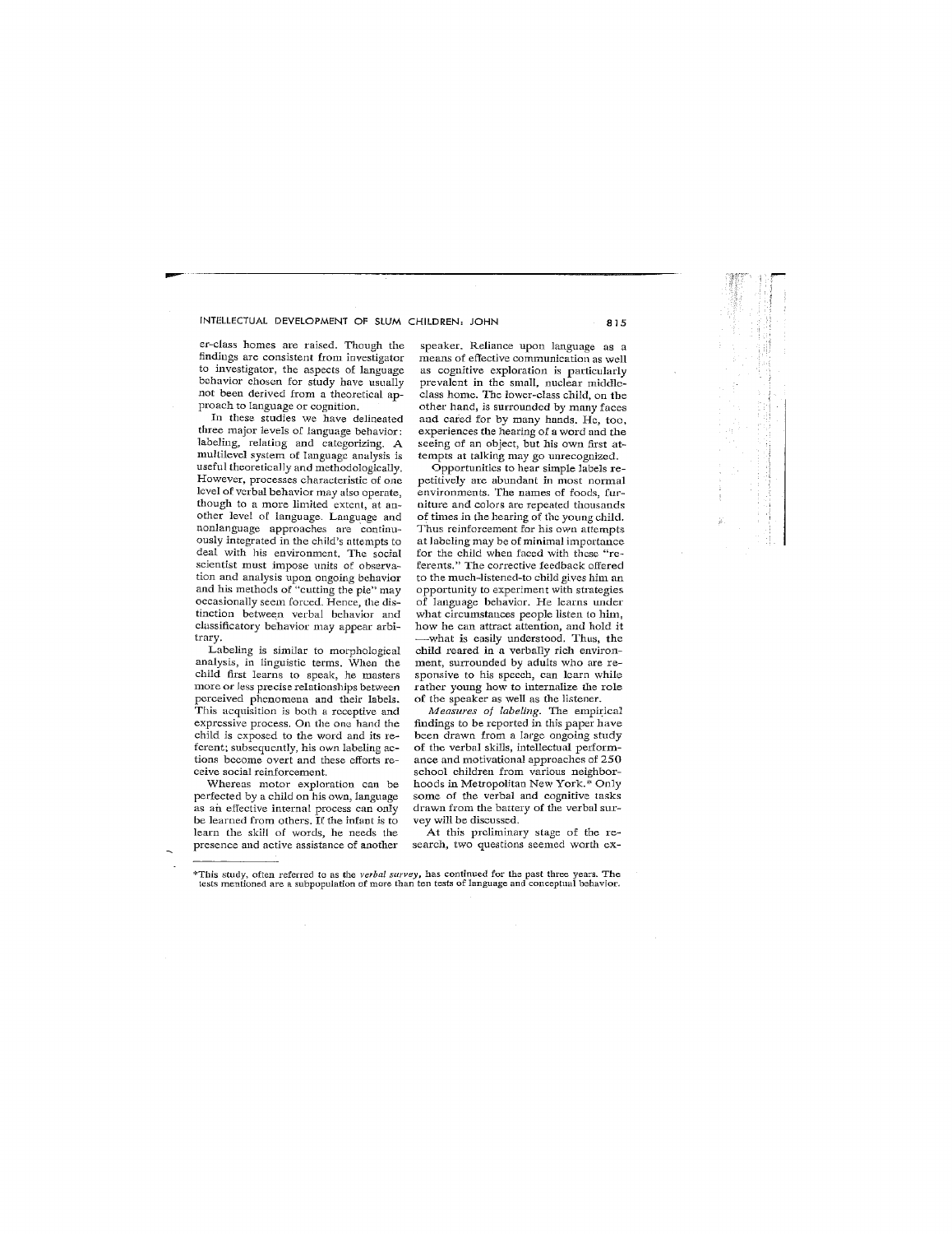er-class homes are raised. Though the findings are consistent from investigator to investigator, the aspects of language behavior chosen for study have usually not been derived from a theoretical approach to language or cognition.

In these studies we have delineated three major levels of language behavior: labeling, relating and categorizing. A multilevel system of language analysis is useful theoretically and methodologically. However, processes characteristic of one level of verbal behavior may also operate, though to a more limited extent, at another level of language. Language and nonlanguage approaches are continuously integrated in the child's attempts to deal with his environment. The social scientist must impose units of observation and analysis upon ongoing behavior and his methods of "cutting the pie" may occasionally seem forced. Hence, the distinction between verbal behavior and classificatory behavior may appear arbitrary.

Labeling is similar to morphological analysis, in linguistic terms. When the child first learns to speak, he masters more or less precise relationships between perceived phenomena and their labels. This acquisition is both a receptive and expressive process. On the one hand the child is exposed to the word and its referent; subsequently, his own labeling actions become overt and these efforts receive social reinforcement.

Whereas motor exploration can be perfected by a child on his own, language as an effective internal process can only be learned from others. If the infant is to learn the skill of words, he needs the presence and active assistance of another speaker. Reliance upon language as a means of effective communication as well as cognitive exploration is particularly prevalent in the small, nuclear middle-class home. The lower-class child, on the other hand, is surrounded by many faces and cared for by many hands. He, too, experiences the hearing of a word and the seeing of an object, but his own first attempts at talking may go unrecognized.

Opportunities to hear simple labels repetitively are abundant in most normal environments. The names of foods, furniture and colors are repeated thousands of times in the hearing of the young child. Thus reinforcement for his own attempts at labeling may be of minimal importance for the child when faced with these "referents." The corrective feedback offered to the much-listened-to child gives him an opportunity to experiment with strategies of language behavior. He learns under what circumstances people listen to him, how he can attract attention, and hold it —what is easily understood. Thus, the child reared in a verbally rich environment, surrounded by adults who are responsive to his speech, can learn while rather young how to internalize the role of the speaker as well as the listener.

*Measures of labeling.* The empirical findings to be reported in this paper have been drawn from a large ongoing study of the verbal skills, intellectual performance and motivational approaches of 250 school children from various neighborhoods in Metropolitan New York.* Only some of the verbal and cognitive tasks drawn from the battery of the verbal survey will be discussed.

At this preliminary stage of the research, two questions seemed worth ex-

*This study, often referred to as the *verbal survey*, has continued for the past three years. The tests mentioned are a subpopulation of more than ten tests of language and conceptual behavior.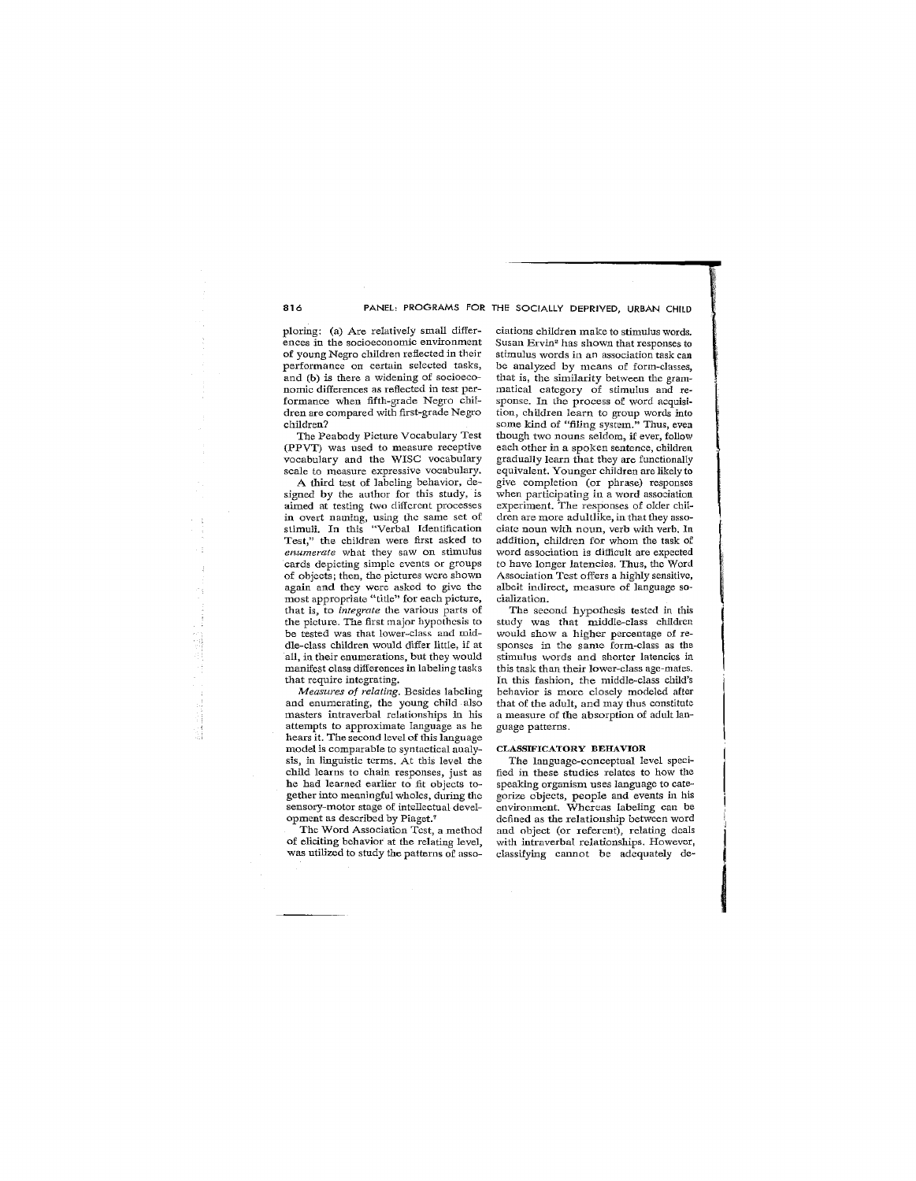ploring: (a) Are relatively small differences in the socioeconomic environment of young Negro children reflected in their performance on certain selected tasks, and (b) is there a widening of socioeconomic differences as reflected in test performance when fifth-grade Negro children are compared with first-grade Negro children?

The Peabody Picture Vocabulary Test (PPVT) was used to measure receptive vocabulary and the WISC vocabulary scale to measure expressive vocabulary.

A third test of labeling behavior, designed by the author for this study, is aimed at testing two different processes in overt naming, using the same set of stimuli. In this "Verbal Identification Test," the children were first asked to *enumerate* what they saw on stimulus cards depicting simple events or groups of objects; then, the pictures were shown again and they were asked to give the most appropriate "title" for each picture, that is, to *integrate* the various parts of the picture. The first major hypothesis to be tested was that lower-class and middle-class children would differ little, if at all, in their enumerations, but they would manifest class differences in labeling tasks that require integrating.

*Measures of relating.* Besides labeling and enumerating, the young child also masters intraverbal relationships in his attempts to approximate language as he hears it. The second level of this language model is comparable to syntactical analysis, in linguistic terms. At this level the child learns to chain responses, just as he had learned earlier to fit objects together into meaningful wholes, during the sensory-motor stage of intellectual development as described by Piaget.[7]

The Word Association Test, a method of eliciting behavior at the relating level, was utilized to study the patterns of associations children make to stimulus words. Susan Ervin[8] has shown that responses to stimulus words in an association task can be analyzed by means of form-classes, that is, the similarity between the grammatical category of stimulus and response. In the process of word acquisition, children learn to group words into some kind of "filing system." Thus, even though two nouns seldom, if ever, follow each other in a spoken sentence, children gradually learn that they are functionally equivalent. Younger children are likely to give completion (or phrase) responses when participating in a word association experiment. The responses of older children are more adultlike, in that they associate noun with noun, verb with verb. In addition, children for whom the task of word association is difficult are expected to have longer latencies. Thus, the Word Association Test offers a highly sensitive, albeit indirect, measure of language socialization.

The second hypothesis tested in this study was that middle-class children would show a higher percentage of responses in the same form-class as the stimulus words and shorter latencies in this task than their lower-class age-mates. In this fashion, the middle-class child's behavior is more closely modeled after that of the adult, and may thus constitute a measure of the absorption of adult language patterns.

## CLASSIFICATORY BEHAVIOR

The language-conceptual level specified in these studies relates to how the speaking organism uses language to categorize objects, people and events in his environment. Whereas labeling can be defined as the relationship between word and object (or referent), relating deals with intraverbal relationships. However, classifying cannot be adequately de-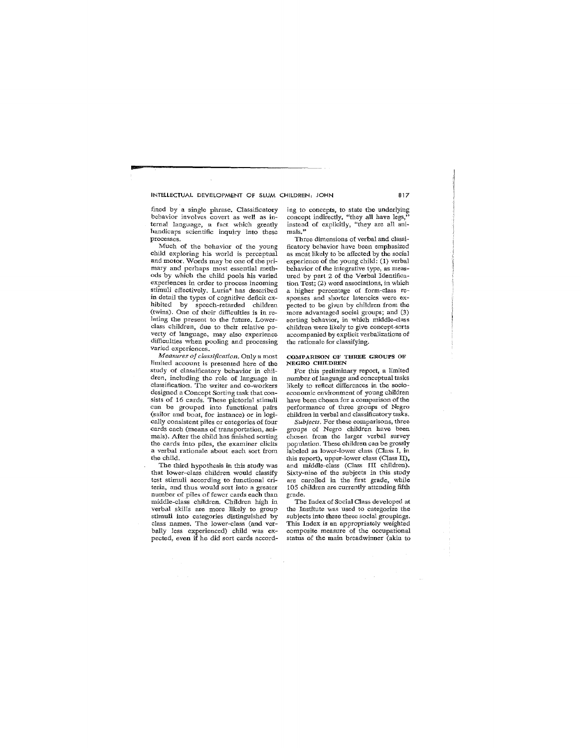fined by a single phrase. Classificatory behavior involves covert as well as internal language, a fact which greatly handicaps scientific inquiry into these processes.

Much of the behavior of the young child exploring his world is perceptual and motor. Words may be one of the primary and perhaps most essential methods by which the child pools his varied experiences in order to process incoming stimuli effectively. Luria[6] has described in detail the types of cognitive deficit exhibited by speech-retarded children (twins). One of their difficulties is in relating the present to the future. Lower-class children, due to their relative poverty of language, may also experience difficulties when pooling and processing varied experiences.

*Measures of classification.* Only a most limited account is presented here of the study of classificatory behavior in children, including the role of language in classification. The writer and co-workers designed a Concept Sorting task that consists of 16 cards. These pictorial stimuli can be grouped into functional pairs (sailor and boat, for instance) or in logically consistent piles or categories of four cards each (means of transportation, animals). After the child has finished sorting the cards into piles, the examiner elicits a verbal rationale about each sort from the child.

The third hypothesis in this study was that lower-class children would classify test stimuli according to functional criteria, and thus would sort into a greater number of piles of fewer cards each than middle-class children. Children high in verbal skills are more likely to group stimuli into categories distinguished by class names. The lower-class (and verbally less experienced) child was expected, even if he did sort cards according to concepts, to state the underlying concept indirectly, "they all have legs," instead of explicitly, "they are all animals."

Three dimensions of verbal and classificatory behavior have been emphasized as most likely to be affected by the social experience of the young child: (1) verbal behavior of the integrative type, as measured by part 2 of the Verbal Identification Test; (2) word associations, in which a higher percentage of form-class responses and shorter latencies were expected to be given by children from the more advantaged social groups; and (3) sorting behavior, in which middle-class children were likely to give concept-sorts accompanied by explicit verbalizations of the rationale for classifying.

## COMPARISON OF THREE GROUPS OF NEGRO CHILDREN

For this preliminary report, a limited number of language and conceptual tasks likely to reflect differences in the socio-economic environment of young children have been chosen for a comparison of the performance of three groups of Negro children in verbal and classificatory tasks.

*Subjects.* For these comparisons, three groups of Negro children have been chosen from the larger verbal survey population. These children can be grossly labeled as lower-lower class (Class I, in this report), upper-lower class (Class II), and middle-class (Class III children). Sixty-nine of the subjects in this study are enrolled in the first grade, while 105 children are currently attending fifth grade.

The Index of Social Class developed at the Institute was used to categorize the subjects into these three social groupings. This Index is an appropriately weighted composite measure of the occupational status of the main breadwinner (akin to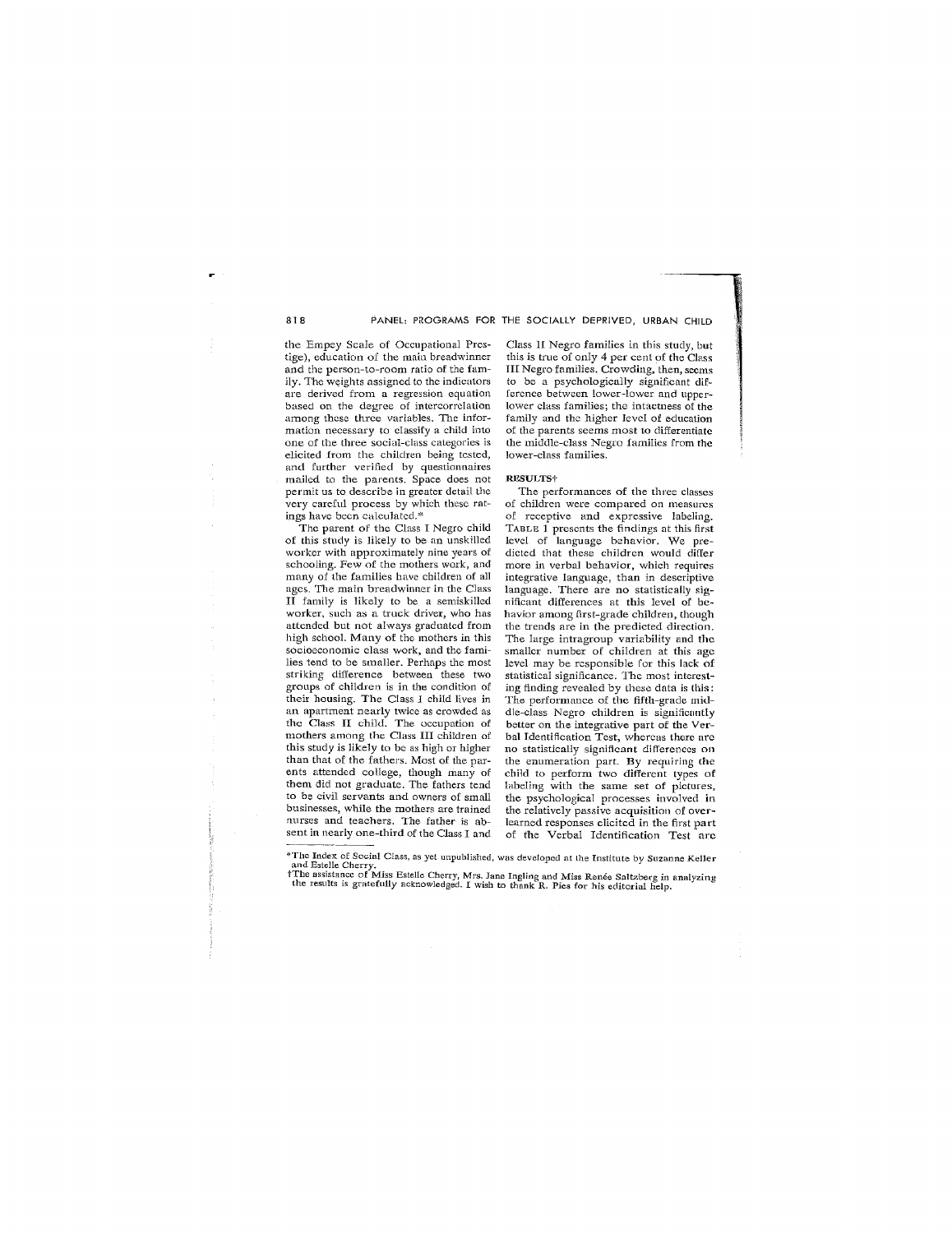the Empey Scale of Occupational Prestige), education of the main breadwinner and the person-to-room ratio of the family. The weights assigned to the indicators are derived from a regression equation based on the degree of intercorrelation among these three variables. The information necessary to classify a child into one of the three social-class categories is elicited from the children being tested, and further verified by questionnaires mailed to the parents. Space does not permit us to describe in greater detail the very careful process by which these ratings have been calculated.*

The parent of the Class I Negro child of this study is likely to be an unskilled worker with approximately nine years of schooling. Few of the mothers work, and many of the families have children of all ages. The main breadwinner in the Class II family is likely to be a semiskilled worker, such as a truck driver, who has attended but not always graduated from high school. Many of the mothers in this socioeconomic class work, and the families tend to be smaller. Perhaps the most striking difference between these two groups of children is in the condition of their housing. The Class I child lives in an apartment nearly twice as crowded as the Class II child. The occupation of mothers among the Class III children of this study is likely to be as high or higher than that of the fathers. Most of the parents attended college, though many of them did not graduate. The fathers tend to be civil servants and owners of small businesses, while the mothers are trained nurses and teachers. The father is absent in nearly one-third of the Class I and Class II Negro families in this study, but this is true of only 4 per cent of the Class III Negro families. Crowding, then, seems to be a psychologically significant difference between lower-lower and upper-lower class families; the intactness of the family and the higher level of education of the parents seems most to differentiate the middle-class Negro families from the lower-class families.

## RESULTS†

The performances of the three classes of children were compared on measures of receptive and expressive labeling. TABLE 1 presents the findings at this first level of language behavior. We predicted that these children would differ more in verbal behavior, which requires integrative language, than in descriptive language. There are no statistically significant differences at this level of behavior among first-grade children, though the trends are in the predicted direction. The large intragroup variability and the smaller number of children at this age level may be responsible for this lack of statistical significance. The most interesting finding revealed by these data is this: The performance of the fifth-grade middle-class Negro children is significantly better on the integrative part of the Verbal Identification Test, whereas there are no statistically significant differences on the enumeration part. By requiring the child to perform two different types of labeling with the same set of pictures, the psychological processes involved in the relatively passive acquisition of overlearned responses elicited in the first part of the Verbal Identification Test are

*The Index of Social Class, as yet unpublished, was developed at the Institute by Suzanne Keller and Estelle Cherry.

†The assistance of Miss Estelle Cherry, Mrs. Jane Ingling and Miss Renée Saltzberg in analyzing the results is gratefully acknowledged. I wish to thank R. Pies for his editorial help.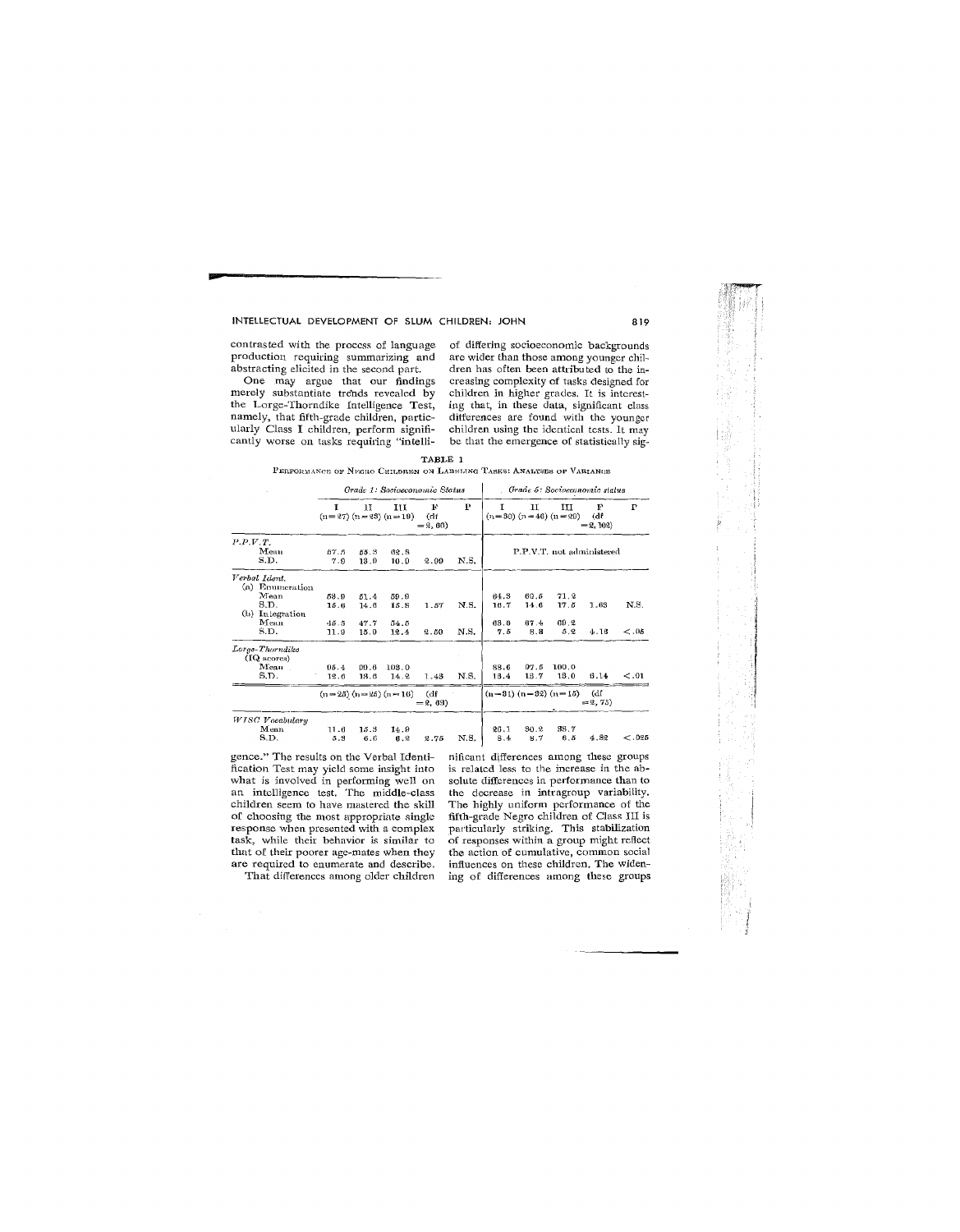contrasted with the process of language production requiring summarizing and abstracting elicited in the second part.

One may argue that our findings merely substantiate trends revealed by the Large-Thorndike Intelligence Test, namely, that fifth-grade children, particularly Class I children, perform significantly worse on tasks requiring "intelligence." The results on the Verbal Identification Test may yield some insight into what is involved in performing well on an intelligence test. The middle-class children seem to have mastered the skill of choosing the most appropriate single response when presented with a complex task, while their behavior is similar to that of their poorer age-mates when they are required to enumerate and describe.

That differences among older children of differing socioeconomic backgrounds are wider than those among younger children has often been attributed to the increasing complexity of tasks designed for children in higher grades. It is interesting that, in these data, significant class differences are found with the younger children using the identical tests. It may be that the emergence of statistically significant differences among these groups is related less to the increase in the absolute differences in performance than to the decrease in intragroup variability. The highly uniform performance of the fifth-grade Negro children of Class III is particularly striking. This stabilization of responses within a group might reflect the action of cumulative, common social influences on these children. The widening of differences among these groups

TABLE 1

PERFORMANCE OF NEGRO CHILDREN ON LABELING TASKS: ANALYSES OF VARIANCE

| | *Grade 1: Socioeconomic Status* | | | | | *Grade 5: Socioeconomic status* | | | | |
|---|---|---|---|---|---|---|---|---|---|---|
| | I (n=27) | II (n=23) | III (n=19) | F (df = 2, 66) | P | I (n=30) | II (n=46) | III (n=29) | F (df = 2, 102) | P |
| *P.P.V.T.* | | | | | | | | | | |
| Mean | 57.5 | 55.3 | 62.5 | | | P.P.V.T. not administered | | | | |
| S.D. | 7.9 | 13.0 | 10.0 | 2.09 | N.S. | | | | | |
| *Verbal Ident.* | | | | | | | | | | |
| (a) Enumeration | | | | | | | | | | |
| Mean | 53.9 | 51.4 | 59.9 | | | 64.3 | 62.5 | 71.2 | | |
| S.D. | 15.6 | 14.6 | 15.8 | 1.57 | N.S. | 16.7 | 14.6 | 17.5 | 1.63 | N.S. |
| (b) Integration | | | | | | | | | | |
| Mean | 46.5 | 47.7 | 54.5 | | | 63.0 | 67.4 | 69.2 | | |
| S.D. | 11.9 | 15.0 | 12.4 | 2.50 | N.S. | 7.5 | 8.8 | 5.2 | 4.16 | <.05 |
| *Large-Thorndike* (IQ scores) | | | | | | | | | | |
| Mean | 95.4 | 99.6 | 102.0 | | | 88.6 | 97.5 | 100.0 | | |
| S.D. | 12.6 | 13.6 | 14.2 | 1.43 | N.S. | 13.4 | 13.7 | 13.0 | 6.14 | <.01 |
| | (n=25) | (n=25) | (n=16) | (df = 2, 63) | | (n=31) | (n=32) | (n=15) | (df = 2, 75) | |
| *WISC Vocabulary* | | | | | | | | | | |
| Mean | 11.6 | 15.3 | 14.9 | | | 26.1 | 30.2 | 33.7 | | |
| S.D. | 5.3 | 6.6 | 6.2 | 2.75 | N.S. | 8.4 | 8.7 | 6.5 | 4.82 | <.025 |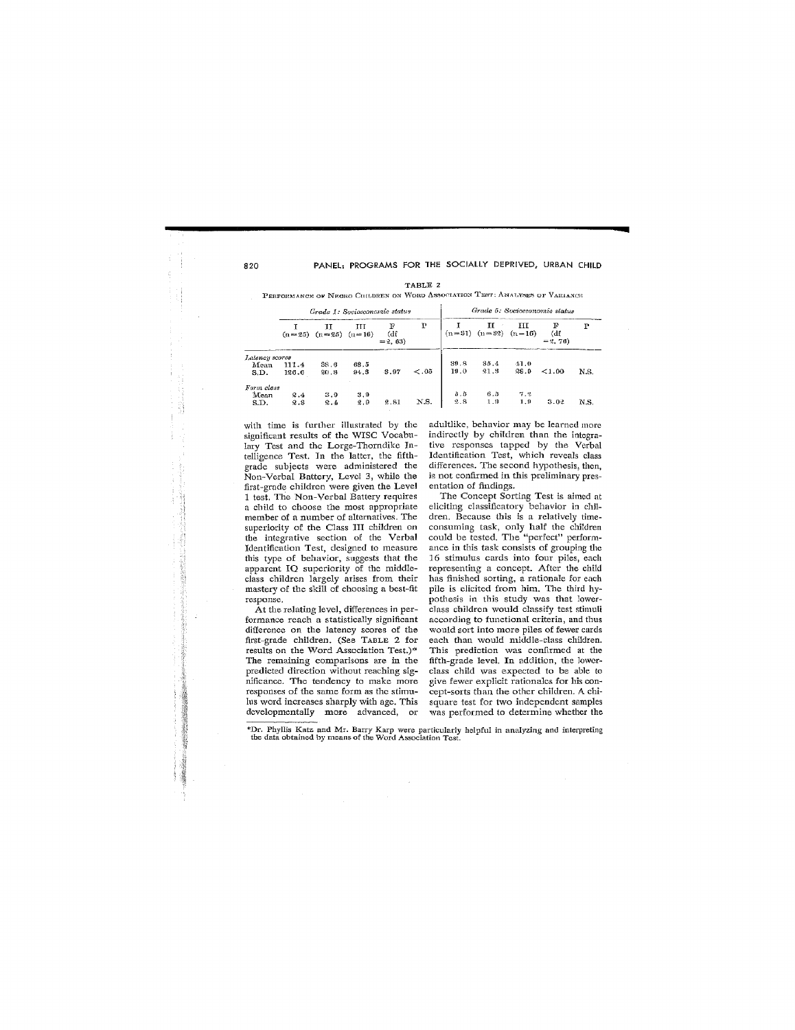TABLE 2

PERFORMANCE OF NEGRO CHILDREN ON WORD ASSOCIATION TEST: ANALYSES OF VARIANCE

| | *Grade 1: Socioeconomic status* | | | | | *Grade 5: Socioeconomic status* | | | | |
|---|---|---|---|---|---|---|---|---|---|---|
| | I (n=25) | II (n=25) | III (n=16) | F (df = 2, 63) | P | I (n=31) | II (n=32) | III (n=16) | F (df = 2, 76) | P |
| *Latency scores* | | | | | | | | | | |
| Mean | 111.4 | 38.6 | 68.5 | | | 39.8 | 35.4 | 41.0 | | |
| S.D. | 126.6 | 20.8 | 94.3 | 3.97 | <.05 | 19.0 | 21.3 | 28.0 | <1.00 | N.S. |
| *Form class* | | | | | | | | | | |
| Mean | 2.4 | 3.9 | 3.9 | | | 5.5 | 6.5 | 7.2 | | |
| S.D. | 2.3 | 2.4 | 2.9 | 2.81 | N.S. | 2.8 | 1.9 | 1.9 | 3.02 | N.S. |

with time is further illustrated by the significant results of the WISC Vocabulary Test and the Lorge-Thorndike Intelligence Test. In the latter, the fifth-grade subjects were administered the Non-Verbal Battery, Level 3, while the first-grade children were given the Level 1 test. The Non-Verbal Battery requires a child to choose the most appropriate member of a number of alternatives. The superiority of the Class III children on the integrative section of the Verbal Identification Test, designed to measure this type of behavior, suggests that the apparent IQ superiority of the middle-class children largely arises from their mastery of the skill of choosing a best-fit response.

At the relating level, differences in performance reach a statistically significant difference on the latency scores of the first-grade children. (See TABLE 2 for results on the Word Association Test.)* The remaining comparisons are in the predicted direction without reaching significance. The tendency to make more responses of the same form as the stimulus word increases sharply with age. This developmentally more advanced, or adultlike, behavior may be learned more indirectly by children than the integrative responses tapped by the Verbal Identification Test, which reveals class differences. The second hypothesis, then, is not confirmed in this preliminary presentation of findings.

The Concept Sorting Test is aimed at eliciting classificatory behavior in children. Because this is a relatively time-consuming task, only half the children could be tested. The "perfect" performance in this task consists of grouping the 16 stimulus cards into four piles, each representing a concept. After the child has finished sorting, a rationale for each pile is elicited from him. The third hypothesis in this study was that lower-class children would classify test stimuli according to functional criteria, and thus would sort into more piles of fewer cards each than would middle-class children. This prediction was confirmed at the fifth-grade level. In addition, the lower-class child was expected to be able to give fewer explicit rationales for his concept-sorts than the other children. A chi-square test for two independent samples was performed to determine whether the

*Dr. Phyllis Katz and Mr. Barry Karp were particularly helpful in analyzing and interpreting the data obtained by means of the Word Association Test.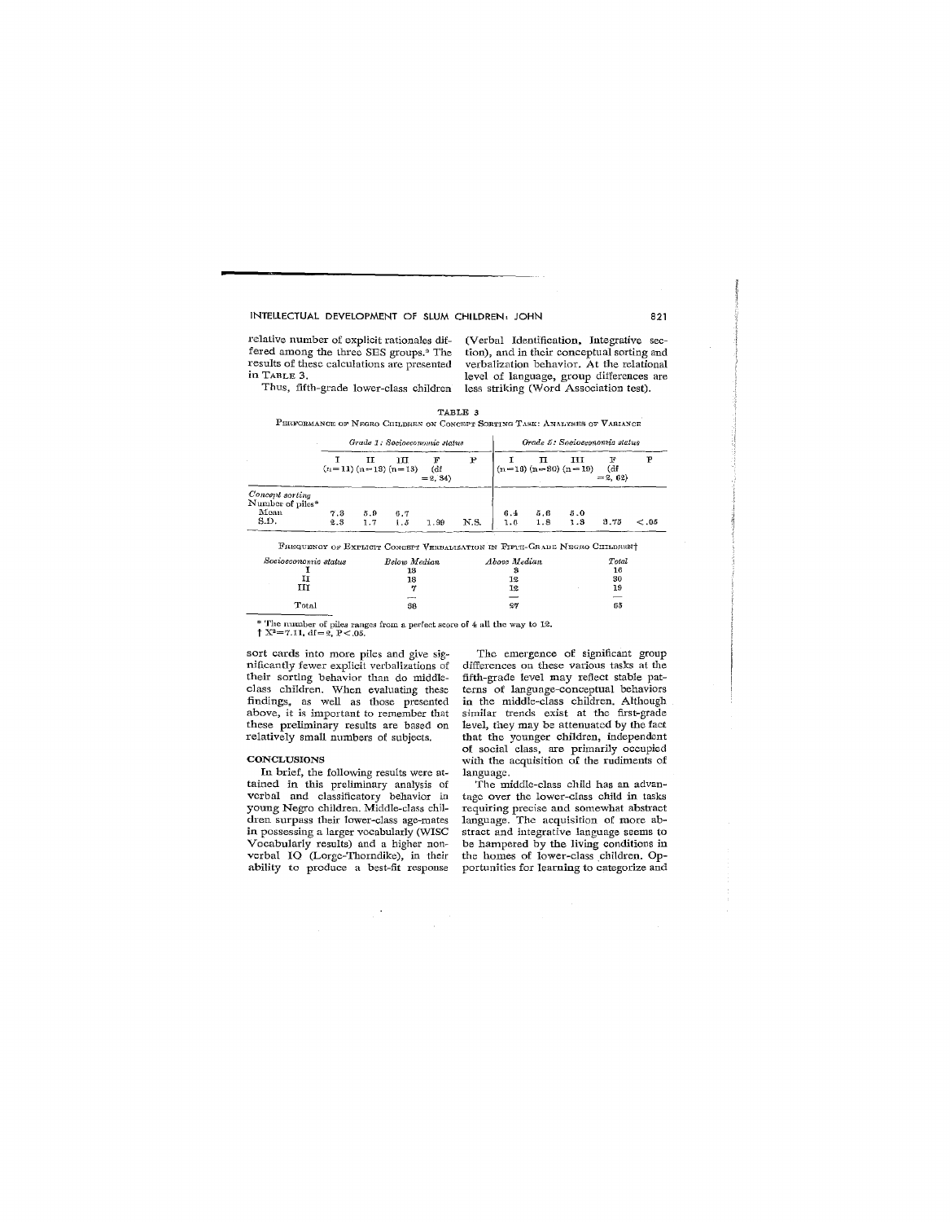relative number of explicit rationales differed among the three SES groups.[9] The results of these calculations are presented in TABLE 3.

Thus, fifth-grade lower-class children sort cards into more piles and give significantly fewer explicit verbalizations of their sorting behavior than do middle-class children. When evaluating these findings, as well as those presented above, it is important to remember that these preliminary results are based on relatively small numbers of subjects.

TABLE 3

PERFORMANCE OF NEGRO CHILDREN ON CONCEPT SORTING TASK: ANALYSES OF VARIANCE

| | *Grade 1: Socioeconomic status* | | | | | *Grade 5: Socioeconomic status* | | | | |
|---|---|---|---|---|---|---|---|---|---|---|
| | I (n=11) | II (n=13) | III (n=13) | F (df = 2, 34) | P | I (n=16) | II (n=30) | III (n=19) | F (df = 2, 62) | P |
| *Concept sorting* Number of piles* | | | | | | | | | | |
| Mean | 7.3 | 5.9 | 6.7 | | | 6.4 | 5.6 | 5.0 | | |
| S.D. | 2.3 | 1.7 | 1.5 | 1.99 | N.S. | 1.6 | 1.8 | 1.3 | 3.75 | <.05 |

FREQUENCY OF EXPLICIT CONCEPT VERBALIZATION IN FIFTH-GRADE NEGRO CHILDREN†

| *Socioeconomic status* | *Below Median* | *Above Median* | *Total* |
|---|---|---|---|
| I | 13 | 3 | 16 |
| II | 18 | 12 | 30 |
| III | 7 | 12 | 19 |
| Total | 38 | 27 | 65 |

\* The number of piles ranges from a perfect score of 4 all the way to 12.
† $X^2 = 7.11$, $df = 2$, $P < .05$.

## CONCLUSIONS

In brief, the following results were attained in this preliminary analysis of verbal and classificatory behavior in young Negro children. Middle-class children surpass their lower-class age-mates in possessing a larger vocabulary (WISC Vocabulary results) and a higher nonverbal IQ (Lorge-Thorndike), in their ability to produce a best-fit response (Verbal Identification, Integrative section), and in their conceptual sorting and verbalization behavior. At the relational level of language, group differences are less striking (Word Association test).

The emergence of significant group differences on these various tasks at the fifth-grade level may reflect stable patterns of language-conceptual behaviors in the middle-class children. Although similar trends exist at the first-grade level, they may be attenuated by the fact that the younger children, independent of social class, are primarily occupied with the acquisition of the rudiments of language.

The middle-class child has an advantage over the lower-class child in tasks requiring precise and somewhat abstract language. The acquisition of more abstract and integrative language seems to be hampered by the living conditions in the homes of lower-class children. Opportunities for learning to categorize and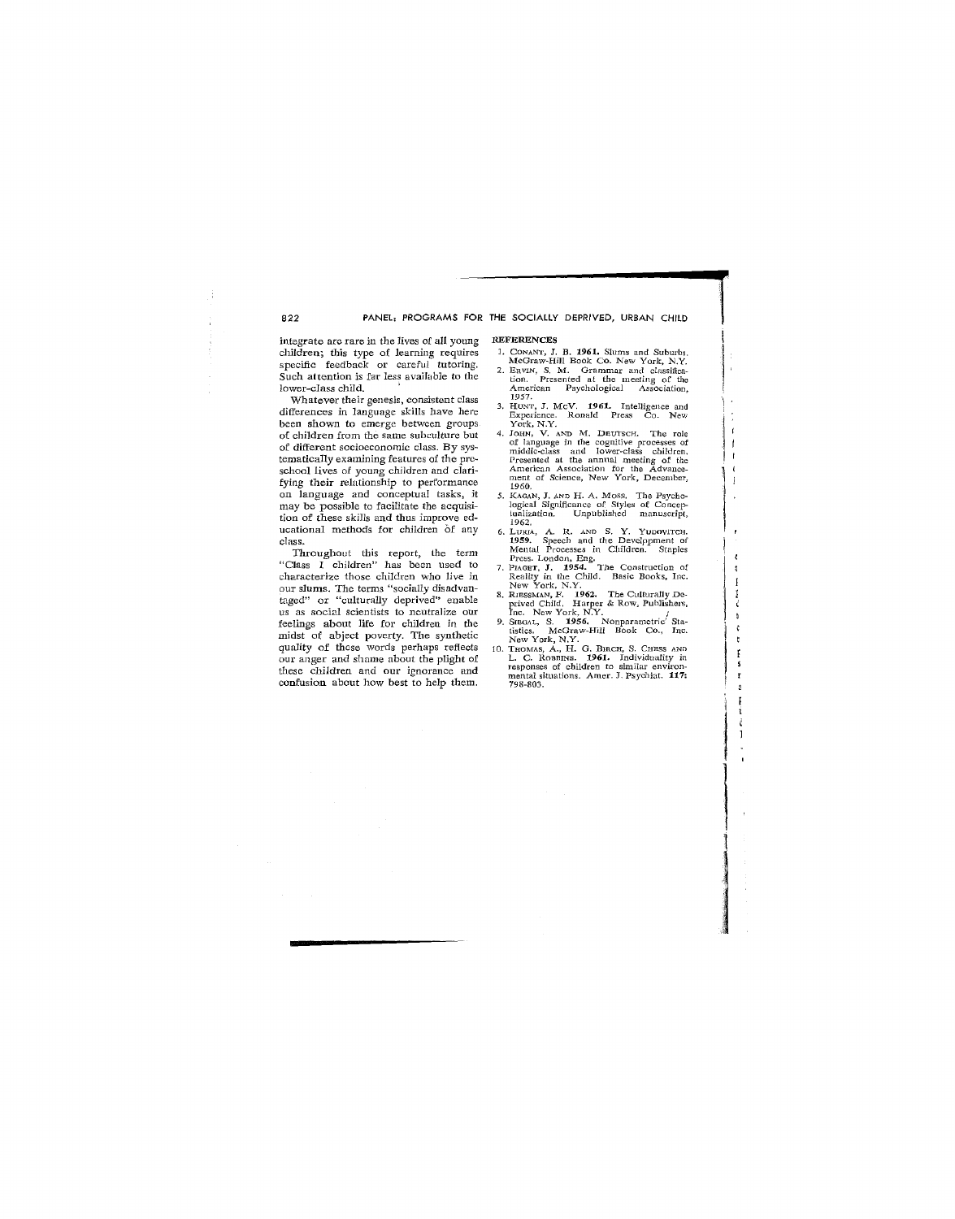integrate are rare in the lives of all young children; this type of learning requires specific feedback or careful tutoring. Such attention is far less available to the lower-class child.

Whatever their genesis, consistent class differences in language skills have here been shown to emerge between groups of children from the same subculture but of different socioeconomic class. By systematically examining features of the preschool lives of young children and clarifying their relationship to performance on language and conceptual tasks, it may be possible to facilitate the acquisition of these skills and thus improve educational methods for children of any class.

Throughout this report, the term "Class I children" has been used to characterize those children who live in our slums. The terms "socially disadvantaged" or "culturally deprived" enable us as social scientists to neutralize our feelings about life for children in the midst of abject poverty. The synthetic quality of these words perhaps reflects our anger and shame about the plight of these children and our ignorance and confusion about how best to help them.

## REFERENCES

1. CONANT, J. B. **1961.** Slums and Suburbs. McGraw-Hill Book Co. New York, N.Y.
2. ERVIN, S. M. Grammar and classification. Presented at the meeting of the American Psychological Association, 1957.
3. HUNT, J. McV. **1961.** Intelligence and Experience. Ronald Press Co. New York, N.Y.
4. JOHN, V. AND M. DEUTSCH. The role of language in the cognitive processes of middle-class and lower-class children. Presented at the annual meeting of the American Association for the Advancement of Science, New York, December, 1960.
5. KAGAN, J. AND H. A. MOSS. The Psychological Significance of Styles of Conceptualization. Unpublished manuscript, 1962.
6. LURIA, A. R. AND S. Y. YUDOVITCH. **1959.** Speech and the Development of Mental Processes in Children. Staples Press. London, Eng.
7. PIAGET, J. **1954.** The Construction of Reality in the Child. Basic Books, Inc. New York, N.Y.
8. RIESSMAN, F. **1962.** The Culturally Deprived Child. Harper & Row, Publishers, Inc. New York, N.Y.
9. SIEGAL, S. **1956.** Nonparametric Statistics. McGraw-Hill Book Co., Inc. New York, N.Y.
10. THOMAS, A., H. G. BIRCH, S. CHESS AND L. C. ROBBINS. **1961.** Individuality in responses of children to similar environmental situations. Amer. J. Psychiat. **117:** 798-803.